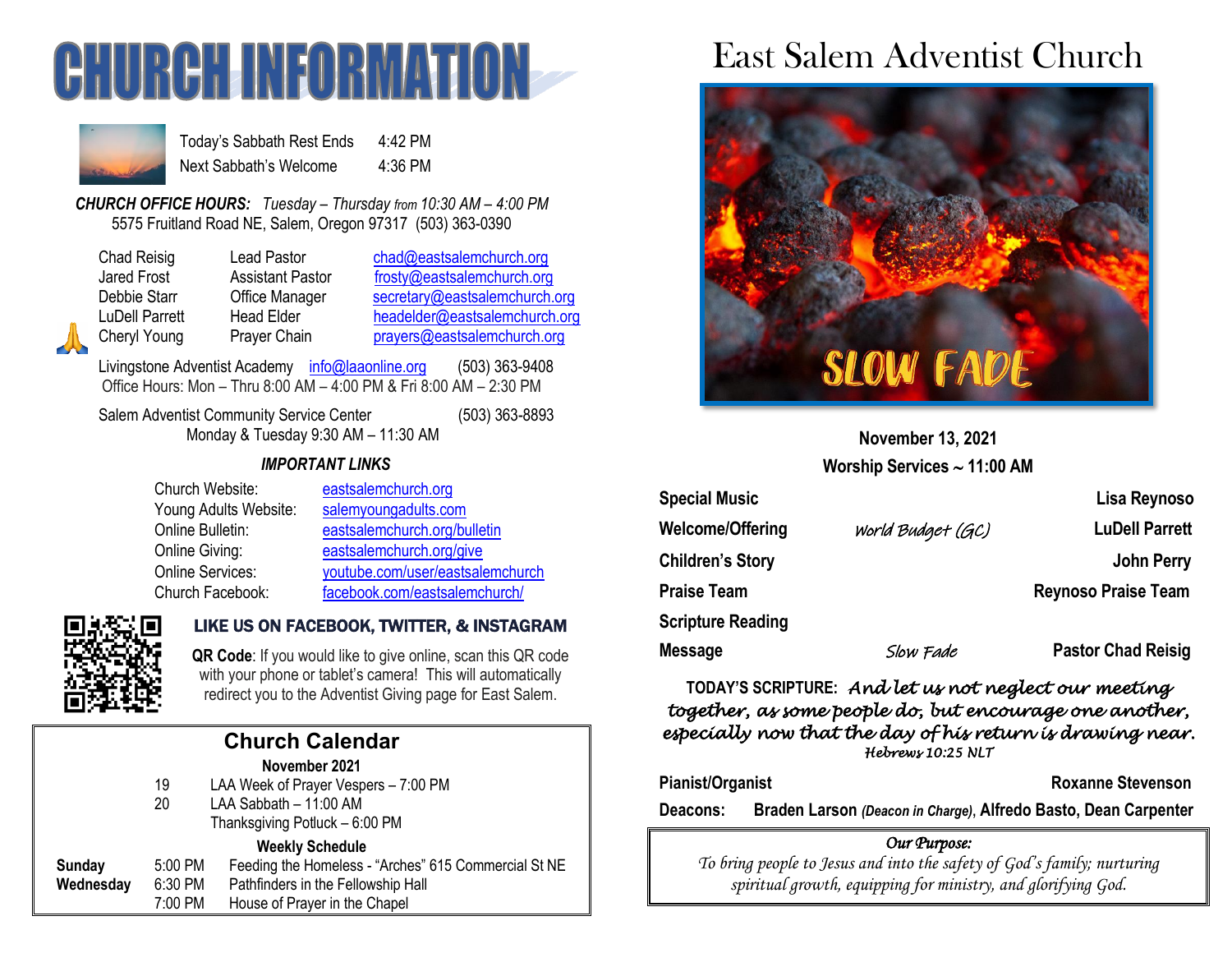# CHURCH INFORMATION

| | |
|---|---|
| Today's Sabbath Rest Ends | 4:42 PM |
| Next Sabbath's Welcome | 4:36 PM |

***CHURCH OFFICE HOURS:*** *Tuesday – Thursday from 10:30 AM – 4:00 PM*
5575 Fruitland Road NE, Salem, Oregon 97317 (503) 363-0390

| | | |
|---|---|---|
| Chad Reisig | Lead Pastor | chad@eastsalemchurch.org |
| Jared Frost | Assistant Pastor | frosty@eastsalemchurch.org |
| Debbie Starr | Office Manager | secretary@eastsalemchurch.org |
| LuDell Parrett | Head Elder | headelder@eastsalemchurch.org |
| Cheryl Young | Prayer Chain | prayers@eastsalemchurch.org |

Livingstone Adventist Academy info@laaonline.org (503) 363-9408
Office Hours: Mon – Thru 8:00 AM – 4:00 PM & Fri 8:00 AM – 2:30 PM

Salem Adventist Community Service Center (503) 363-8893
Monday & Tuesday 9:30 AM – 11:30 AM

***IMPORTANT LINKS***

| | |
|---|---|
| Church Website: | eastsalemchurch.org |
| Young Adults Website: | salemyoungadults.com |
| Online Bulletin: | eastsalemchurch.org/bulletin |
| Online Giving: | eastsalemchurch.org/give |
| Online Services: | youtube.com/user/eastsalemchurch |
| Church Facebook: | facebook.com/eastsalemchurch/ |

**LIKE US ON FACEBOOK, TWITTER, & INSTAGRAM**

**QR Code**: If you would like to give online, scan this QR code with your phone or tablet's camera! This will automatically redirect you to the Adventist Giving page for East Salem.

## Church Calendar

**November 2021**

| | | |
|---|---|---|
| | 19 | LAA Week of Prayer Vespers – 7:00 PM |
| | 20 | LAA Sabbath – 11:00 AM |
| | | Thanksgiving Potluck – 6:00 PM |

**Weekly Schedule**

| | | |
|---|---|---|
| **Sunday** | 5:00 PM | Feeding the Homeless - "Arches" 615 Commercial St NE |
| **Wednesday** | 6:30 PM | Pathfinders in the Fellowship Hall |
| | 7:00 PM | House of Prayer in the Chapel |

# East Salem Adventist Church

SLOW FADE

**November 13, 2021**
**Worship Services ~ 11:00 AM**

| | | |
|---|---|---|
| **Special Music** | | **Lisa Reynoso** |
| **Welcome/Offering** | *World Budget (GC)* | **LuDell Parrett** |
| **Children's Story** | | **John Perry** |
| **Praise Team** | | **Reynoso Praise Team** |
| **Scripture Reading** | | |
| **Message** | *Slow Fade* | **Pastor Chad Reisig** |

**TODAY'S SCRIPTURE:** *And let us not neglect our meeting together, as some people do, but encourage one another, especially now that the day of his return is drawing near.*
*Hebrews 10:25 NLT*

**Pianist/Organist** **Roxanne Stevenson**

**Deacons:** **Braden Larson** ***(Deacon in Charge)*****, Alfredo Basto, Dean Carpenter**

*Our Purpose:*
*To bring people to Jesus and into the safety of God's family; nurturing spiritual growth, equipping for ministry, and glorifying God.*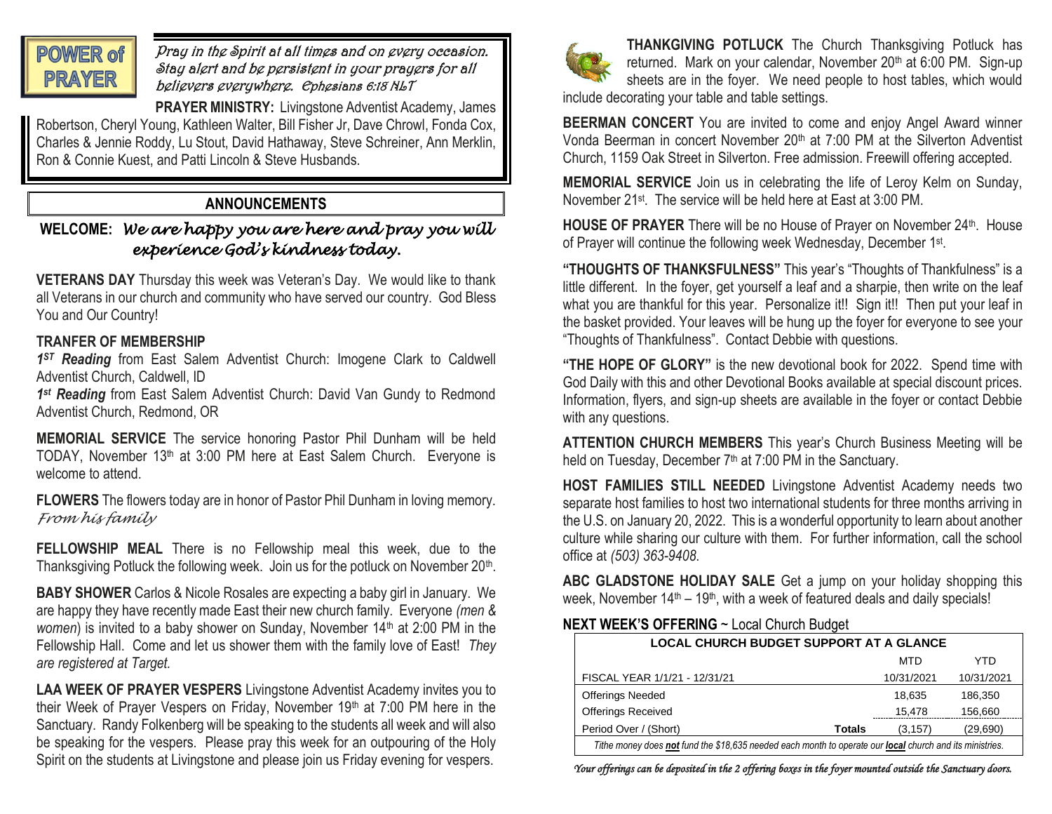**POWER of PRAYER**

*Pray in the Spirit at all times and on every occasion. Stay alert and be persistent in your prayers for all believers everywhere. Ephesians 6:18 NLT*

**PRAYER MINISTRY:** Livingstone Adventist Academy, James Robertson, Cheryl Young, Kathleen Walter, Bill Fisher Jr, Dave Chrowl, Fonda Cox, Charles & Jennie Roddy, Lu Stout, David Hathaway, Steve Schreiner, Ann Merklin, Ron & Connie Kuest, and Patti Lincoln & Steve Husbands.

## ANNOUNCEMENTS

**WELCOME:** *We are happy you are here and pray you will experience God's kindness today.*

**VETERANS DAY** Thursday this week was Veteran's Day. We would like to thank all Veterans in our church and community who have served our country. God Bless You and Our Country!

**TRANFER OF MEMBERSHIP**
***1ST Reading*** from East Salem Adventist Church: Imogene Clark to Caldwell Adventist Church, Caldwell, ID
***1st Reading*** from East Salem Adventist Church: David Van Gundy to Redmond Adventist Church, Redmond, OR

**MEMORIAL SERVICE** The service honoring Pastor Phil Dunham will be held TODAY, November 13th at 3:00 PM here at East Salem Church. Everyone is welcome to attend.

**FLOWERS** The flowers today are in honor of Pastor Phil Dunham in loving memory.
*From his family*

**FELLOWSHIP MEAL** There is no Fellowship meal this week, due to the Thanksgiving Potluck the following week. Join us for the potluck on November 20th.

**BABY SHOWER** Carlos & Nicole Rosales are expecting a baby girl in January. We are happy they have recently made East their new church family. Everyone *(men & women*) is invited to a baby shower on Sunday, November 14th at 2:00 PM in the Fellowship Hall. Come and let us shower them with the family love of East! *They are registered at Target.*

**LAA WEEK OF PRAYER VESPERS** Livingstone Adventist Academy invites you to their Week of Prayer Vespers on Friday, November 19th at 7:00 PM here in the Sanctuary. Randy Folkenberg will be speaking to the students all week and will also be speaking for the vespers. Please pray this week for an outpouring of the Holy Spirit on the students at Livingstone and please join us Friday evening for vespers.

**THANKGIVING POTLUCK** The Church Thanksgiving Potluck has returned. Mark on your calendar, November 20th at 6:00 PM. Sign-up sheets are in the foyer. We need people to host tables, which would include decorating your table and table settings.

**BEERMAN CONCERT** You are invited to come and enjoy Angel Award winner Vonda Beerman in concert November 20th at 7:00 PM at the Silverton Adventist Church, 1159 Oak Street in Silverton. Free admission. Freewill offering accepted.

**MEMORIAL SERVICE** Join us in celebrating the life of Leroy Kelm on Sunday, November 21st. The service will be held here at East at 3:00 PM.

**HOUSE OF PRAYER** There will be no House of Prayer on November 24th. House of Prayer will continue the following week Wednesday, December 1st.

**"THOUGHTS OF THANKSFULNESS"** This year's "Thoughts of Thankfulness" is a little different. In the foyer, get yourself a leaf and a sharpie, then write on the leaf what you are thankful for this year. Personalize it!! Sign it!! Then put your leaf in the basket provided. Your leaves will be hung up the foyer for everyone to see your "Thoughts of Thankfulness". Contact Debbie with questions.

**"THE HOPE OF GLORY"** is the new devotional book for 2022. Spend time with God Daily with this and other Devotional Books available at special discount prices. Information, flyers, and sign-up sheets are available in the foyer or contact Debbie with any questions.

**ATTENTION CHURCH MEMBERS** This year's Church Business Meeting will be held on Tuesday, December 7th at 7:00 PM in the Sanctuary.

**HOST FAMILIES STILL NEEDED** Livingstone Adventist Academy needs two separate host families to host two international students for three months arriving in the U.S. on January 20, 2022. This is a wonderful opportunity to learn about another culture while sharing our culture with them. For further information, call the school office at *(503) 363-9408.*

**ABC GLADSTONE HOLIDAY SALE** Get a jump on your holiday shopping this week, November 14th – 19th, with a week of featured deals and daily specials!

**NEXT WEEK'S OFFERING** ~ Local Church Budget

| LOCAL CHURCH BUDGET SUPPORT AT A GLANCE | | | |
|---|---|---|---|
| | | MTD | YTD |
| FISCAL YEAR 1/1/21 - 12/31/21 | | 10/31/2021 | 10/31/2021 |
| Offerings Needed | | 18,635 | 186,350 |
| Offerings Received | | 15,478 | 156,660 |
| Period Over / (Short) | **Totals** | (3,157) | (29,690) |

*Tithe money does **not** fund the $18,635 needed each month to operate our **local** church and its ministries.*

*Your offerings can be deposited in the 2 offering boxes in the foyer mounted outside the Sanctuary doors.*